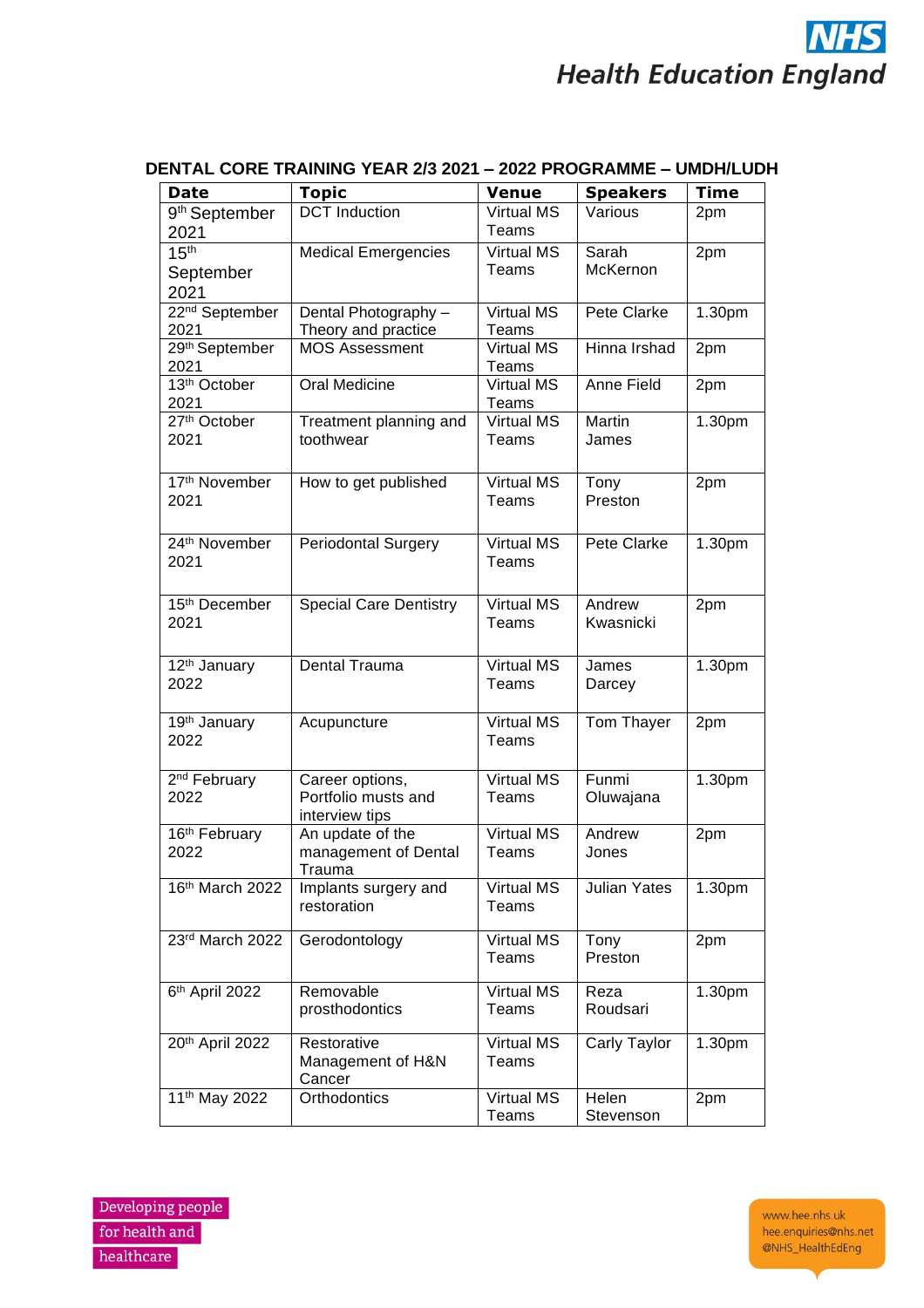Health Education England

## DENTAL CORE TRAINING YEAR 2/3 2021 – 2022 PROGRAMME – UMDH/LUDH

| Date | Topic | Venue | Speakers | Time |
|---|---|---|---|---|
| 9th September 2021 | DCT Induction | Virtual MS Teams | Various | 2pm |
| 15th September 2021 | Medical Emergencies | Virtual MS Teams | Sarah McKernon | 2pm |
| 22nd September 2021 | Dental Photography – Theory and practice | Virtual MS Teams | Pete Clarke | 1.30pm |
| 29th September 2021 | MOS Assessment | Virtual MS Teams | Hinna Irshad | 2pm |
| 13th October 2021 | Oral Medicine | Virtual MS Teams | Anne Field | 2pm |
| 27th October 2021 | Treatment planning and toothwear | Virtual MS Teams | Martin James | 1.30pm |
| 17th November 2021 | How to get published | Virtual MS Teams | Tony Preston | 2pm |
| 24th November 2021 | Periodontal Surgery | Virtual MS Teams | Pete Clarke | 1.30pm |
| 15th December 2021 | Special Care Dentistry | Virtual MS Teams | Andrew Kwasnicki | 2pm |
| 12th January 2022 | Dental Trauma | Virtual MS Teams | James Darcey | 1.30pm |
| 19th January 2022 | Acupuncture | Virtual MS Teams | Tom Thayer | 2pm |
| 2nd February 2022 | Career options, Portfolio musts and interview tips | Virtual MS Teams | Funmi Oluwajana | 1.30pm |
| 16th February 2022 | An update of the management of Dental Trauma | Virtual MS Teams | Andrew Jones | 2pm |
| 16th March 2022 | Implants surgery and restoration | Virtual MS Teams | Julian Yates | 1.30pm |
| 23rd March 2022 | Gerodontology | Virtual MS Teams | Tony Preston | 2pm |
| 6th April 2022 | Removable prosthodontics | Virtual MS Teams | Reza Roudsari | 1.30pm |
| 20th April 2022 | Restorative Management of H&N Cancer | Virtual MS Teams | Carly Taylor | 1.30pm |
| 11th May 2022 | Orthodontics | Virtual MS Teams | Helen Stevenson | 2pm |

Developing people for health and healthcare

www.hee.nhs.uk
hee.enquiries@nhs.net
@NHS_HealthEdEng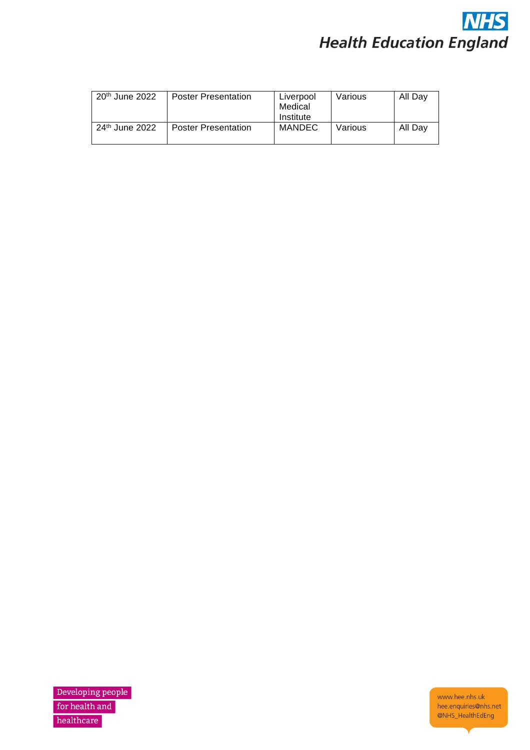| | | | | |
|---|---|---|---|---|
| 20th June 2022 | Poster Presentation | Liverpool Medical Institute | Various | All Day |
| 24th June 2022 | Poster Presentation | MANDEC | Various | All Day |